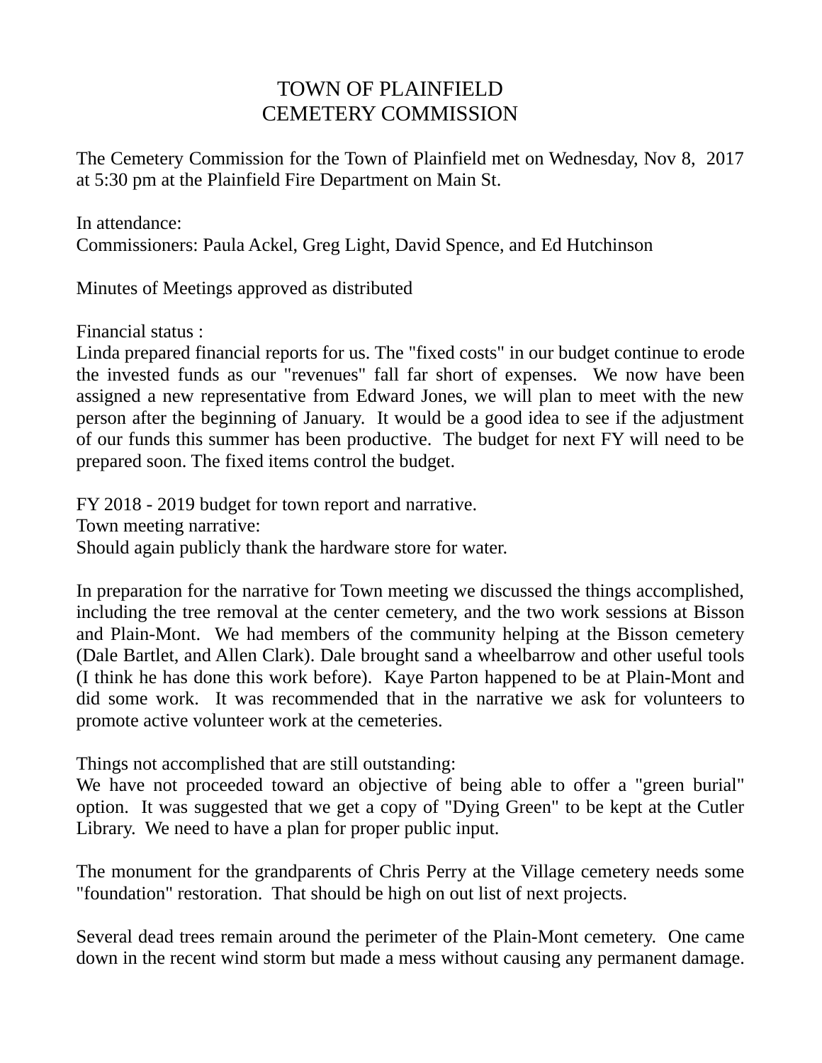# TOWN OF PLAINFIELD
# CEMETERY COMMISSION

The Cemetery Commission for the Town of Plainfield met on Wednesday, Nov 8, 2017 at 5:30 pm at the Plainfield Fire Department on Main St.

In attendance:
Commissioners: Paula Ackel, Greg Light, David Spence, and Ed Hutchinson

Minutes of Meetings approved as distributed

Financial status :
Linda prepared financial reports for us. The "fixed costs" in our budget continue to erode the invested funds as our "revenues" fall far short of expenses. We now have been assigned a new representative from Edward Jones, we will plan to meet with the new person after the beginning of January. It would be a good idea to see if the adjustment of our funds this summer has been productive. The budget for next FY will need to be prepared soon. The fixed items control the budget.

FY 2018 - 2019 budget for town report and narrative.
Town meeting narrative:
Should again publicly thank the hardware store for water.

In preparation for the narrative for Town meeting we discussed the things accomplished, including the tree removal at the center cemetery, and the two work sessions at Bisson and Plain-Mont. We had members of the community helping at the Bisson cemetery (Dale Bartlet, and Allen Clark). Dale brought sand a wheelbarrow and other useful tools (I think he has done this work before). Kaye Parton happened to be at Plain-Mont and did some work. It was recommended that in the narrative we ask for volunteers to promote active volunteer work at the cemeteries.

Things not accomplished that are still outstanding:
We have not proceeded toward an objective of being able to offer a "green burial" option. It was suggested that we get a copy of "Dying Green" to be kept at the Cutler Library. We need to have a plan for proper public input.

The monument for the grandparents of Chris Perry at the Village cemetery needs some "foundation" restoration. That should be high on out list of next projects.

Several dead trees remain around the perimeter of the Plain-Mont cemetery. One came down in the recent wind storm but made a mess without causing any permanent damage.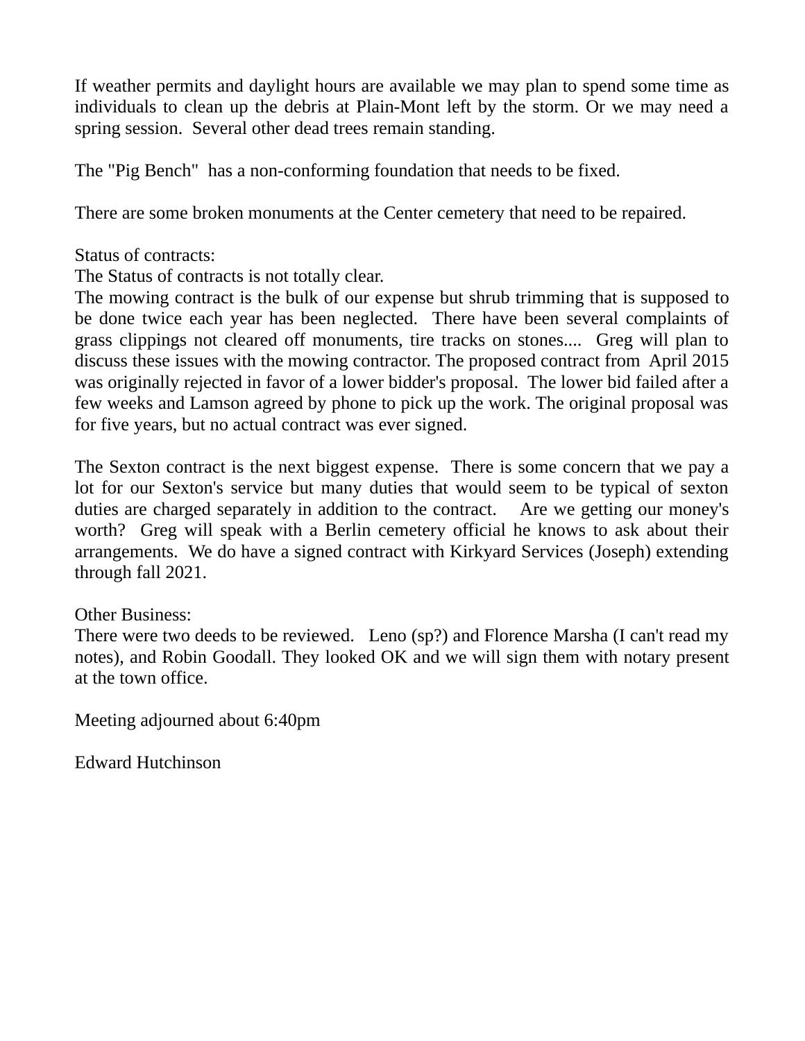If weather permits and daylight hours are available we may plan to spend some time as individuals to clean up the debris at Plain-Mont left by the storm. Or we may need a spring session. Several other dead trees remain standing.

The "Pig Bench" has a non-conforming foundation that needs to be fixed.

There are some broken monuments at the Center cemetery that need to be repaired.

Status of contracts:
The Status of contracts is not totally clear.
The mowing contract is the bulk of our expense but shrub trimming that is supposed to be done twice each year has been neglected. There have been several complaints of grass clippings not cleared off monuments, tire tracks on stones.... Greg will plan to discuss these issues with the mowing contractor. The proposed contract from April 2015 was originally rejected in favor of a lower bidder's proposal. The lower bid failed after a few weeks and Lamson agreed by phone to pick up the work. The original proposal was for five years, but no actual contract was ever signed.

The Sexton contract is the next biggest expense. There is some concern that we pay a lot for our Sexton's service but many duties that would seem to be typical of sexton duties are charged separately in addition to the contract. Are we getting our money's worth? Greg will speak with a Berlin cemetery official he knows to ask about their arrangements. We do have a signed contract with Kirkyard Services (Joseph) extending through fall 2021.

Other Business:
There were two deeds to be reviewed. Leno (sp?) and Florence Marsha (I can't read my notes), and Robin Goodall. They looked OK and we will sign them with notary present at the town office.

Meeting adjourned about 6:40pm

Edward Hutchinson